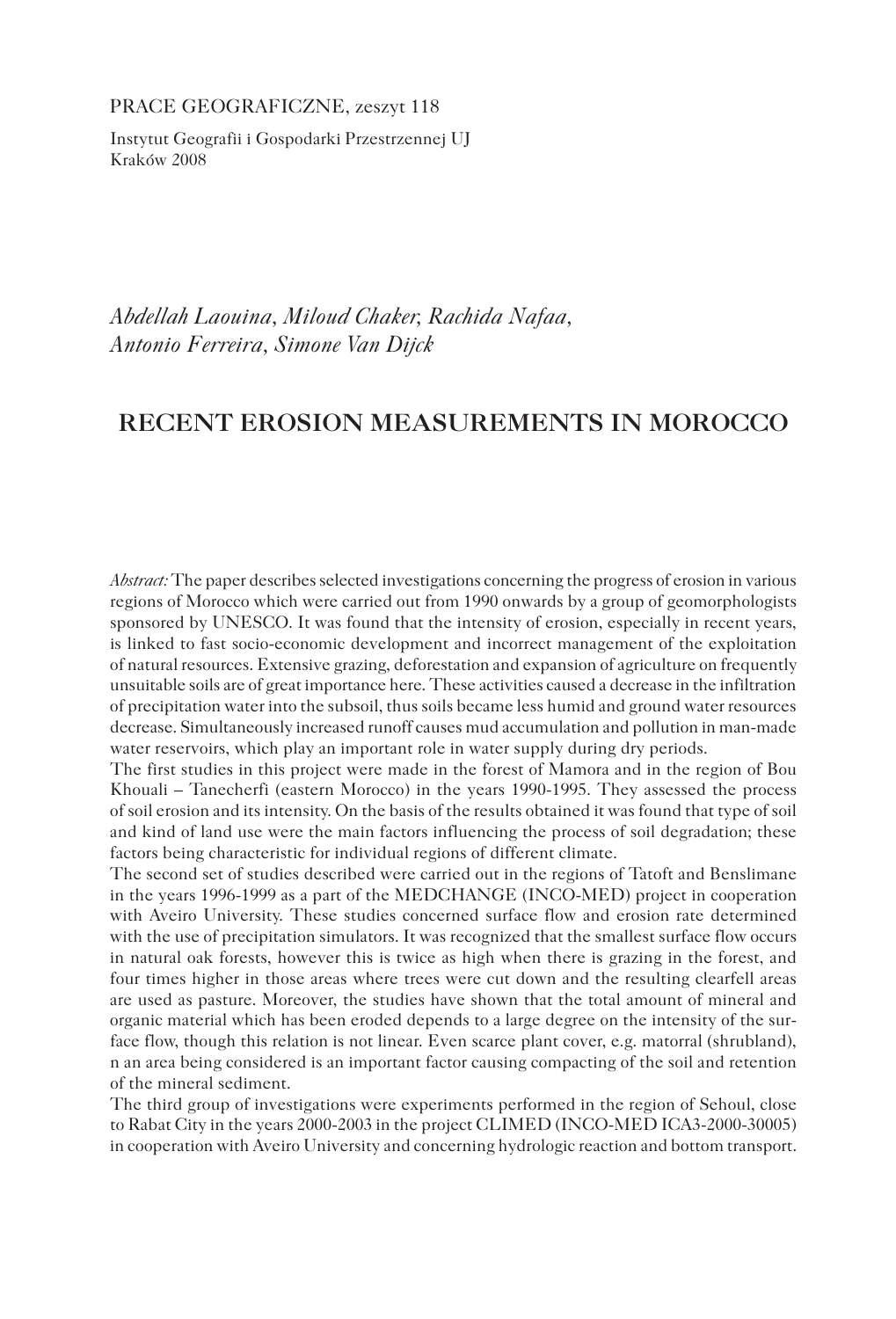PRACE GEOGRAFICZNE, zeszyt 118

Instytut Geografii i Gospodarki Przestrzennej UJ

Kraków 2008

*Abdellah Laouina, Miloud Chaker, Rachida Nafaa, Antonio Ferreira, Simone Van Dijck*

# RECENT EROSION MEASUREMENTS IN MOROCCO

*Abstract:* The paper describes selected investigations concerning the progress of erosion in various regions of Morocco which were carried out from 1990 onwards by a group of geomorphologists sponsored by UNESCO. It was found that the intensity of erosion, especially in recent years, is linked to fast socio-economic development and incorrect management of the exploitation of natural resources. Extensive grazing, deforestation and expansion of agriculture on frequently unsuitable soils are of great importance here. These activities caused a decrease in the infiltration of precipitation water into the subsoil, thus soils became less humid and ground water resources decrease. Simultaneously increased runoff causes mud accumulation and pollution in man-made water reservoirs, which play an important role in water supply during dry periods.

The first studies in this project were made in the forest of Mamora and in the region of Bou Khouali – Tanecherfi (eastern Morocco) in the years 1990-1995. They assessed the process of soil erosion and its intensity. On the basis of the results obtained it was found that type of soil and kind of land use were the main factors influencing the process of soil degradation; these factors being characteristic for individual regions of different climate.

The second set of studies described were carried out in the regions of Tatoft and Benslimane in the years 1996-1999 as a part of the MEDCHANGE (INCO-MED) project in cooperation with Aveiro University. These studies concerned surface flow and erosion rate determined with the use of precipitation simulators. It was recognized that the smallest surface flow occurs in natural oak forests, however this is twice as high when there is grazing in the forest, and four times higher in those areas where trees were cut down and the resulting clearfell areas are used as pasture. Moreover, the studies have shown that the total amount of mineral and organic material which has been eroded depends to a large degree on the intensity of the surface flow, though this relation is not linear. Even scarce plant cover, e.g. matorral (shrubland), n an area being considered is an important factor causing compacting of the soil and retention of the mineral sediment.

The third group of investigations were experiments performed in the region of Sehoul, close to Rabat City in the years 2000-2003 in the project CLIMED (INCO-MED ICA3-2000-30005) in cooperation with Aveiro University and concerning hydrologic reaction and bottom transport.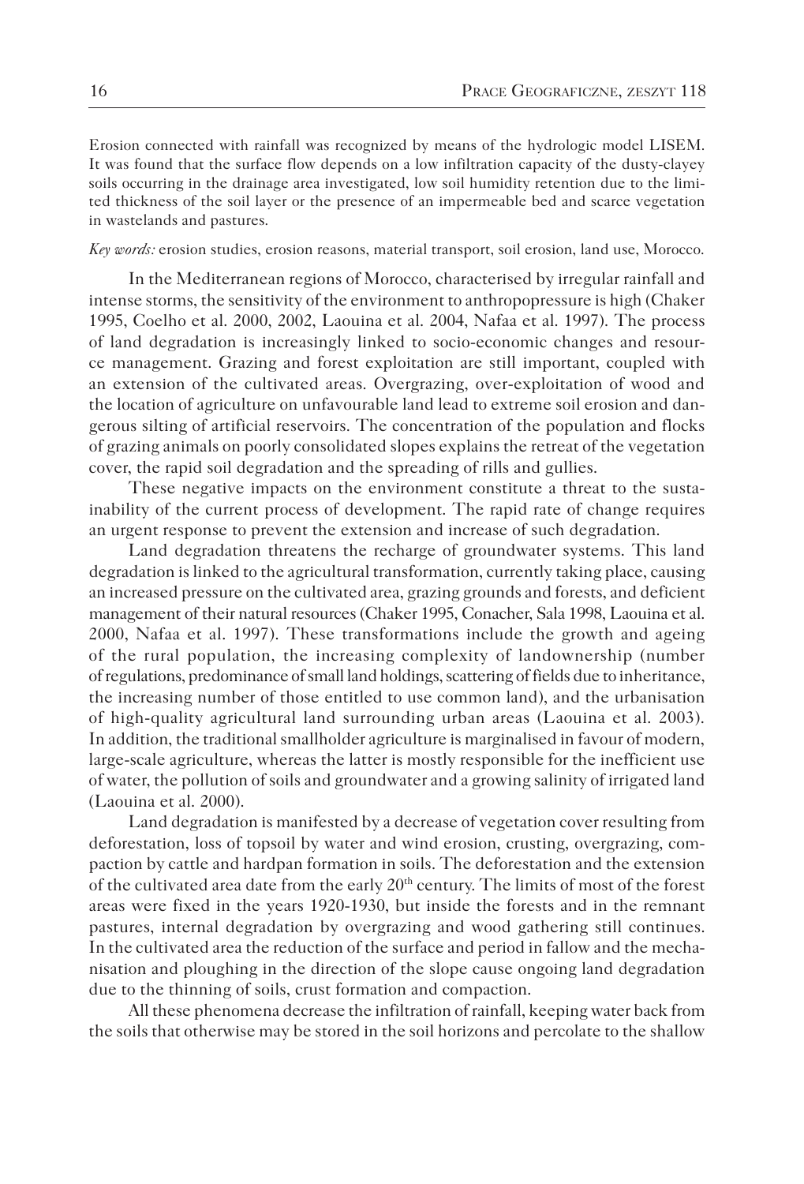Erosion connected with rainfall was recognized by means of the hydrologic model LISEM. It was found that the surface flow depends on a low infiltration capacity of the dusty-clayey soils occurring in the drainage area investigated, low soil humidity retention due to the limited thickness of the soil layer or the presence of an impermeable bed and scarce vegetation in wastelands and pastures.

*Key words:* erosion studies, erosion reasons, material transport, soil erosion, land use, Morocco.

In the Mediterranean regions of Morocco, characterised by irregular rainfall and intense storms, the sensitivity of the environment to anthropopressure is high (Chaker 1995, Coelho et al. 2000, 2002, Laouina et al. 2004, Nafaa et al. 1997). The process of land degradation is increasingly linked to socio-economic changes and resource management. Grazing and forest exploitation are still important, coupled with an extension of the cultivated areas. Overgrazing, over-exploitation of wood and the location of agriculture on unfavourable land lead to extreme soil erosion and dangerous silting of artificial reservoirs. The concentration of the population and flocks of grazing animals on poorly consolidated slopes explains the retreat of the vegetation cover, the rapid soil degradation and the spreading of rills and gullies.

These negative impacts on the environment constitute a threat to the sustainability of the current process of development. The rapid rate of change requires an urgent response to prevent the extension and increase of such degradation.

Land degradation threatens the recharge of groundwater systems. This land degradation is linked to the agricultural transformation, currently taking place, causing an increased pressure on the cultivated area, grazing grounds and forests, and deficient management of their natural resources (Chaker 1995, Conacher, Sala 1998, Laouina et al. 2000, Nafaa et al. 1997). These transformations include the growth and ageing of the rural population, the increasing complexity of landownership (number of regulations, predominance of small land holdings, scattering of fields due to inheritance, the increasing number of those entitled to use common land), and the urbanisation of high-quality agricultural land surrounding urban areas (Laouina et al. 2003). In addition, the traditional smallholder agriculture is marginalised in favour of modern, large-scale agriculture, whereas the latter is mostly responsible for the inefficient use of water, the pollution of soils and groundwater and a growing salinity of irrigated land (Laouina et al. 2000).

Land degradation is manifested by a decrease of vegetation cover resulting from deforestation, loss of topsoil by water and wind erosion, crusting, overgrazing, compaction by cattle and hardpan formation in soils. The deforestation and the extension of the cultivated area date from the early 20$^{th}$ century. The limits of most of the forest areas were fixed in the years 1920-1930, but inside the forests and in the remnant pastures, internal degradation by overgrazing and wood gathering still continues. In the cultivated area the reduction of the surface and period in fallow and the mechanisation and ploughing in the direction of the slope cause ongoing land degradation due to the thinning of soils, crust formation and compaction.

All these phenomena decrease the infiltration of rainfall, keeping water back from the soils that otherwise may be stored in the soil horizons and percolate to the shallow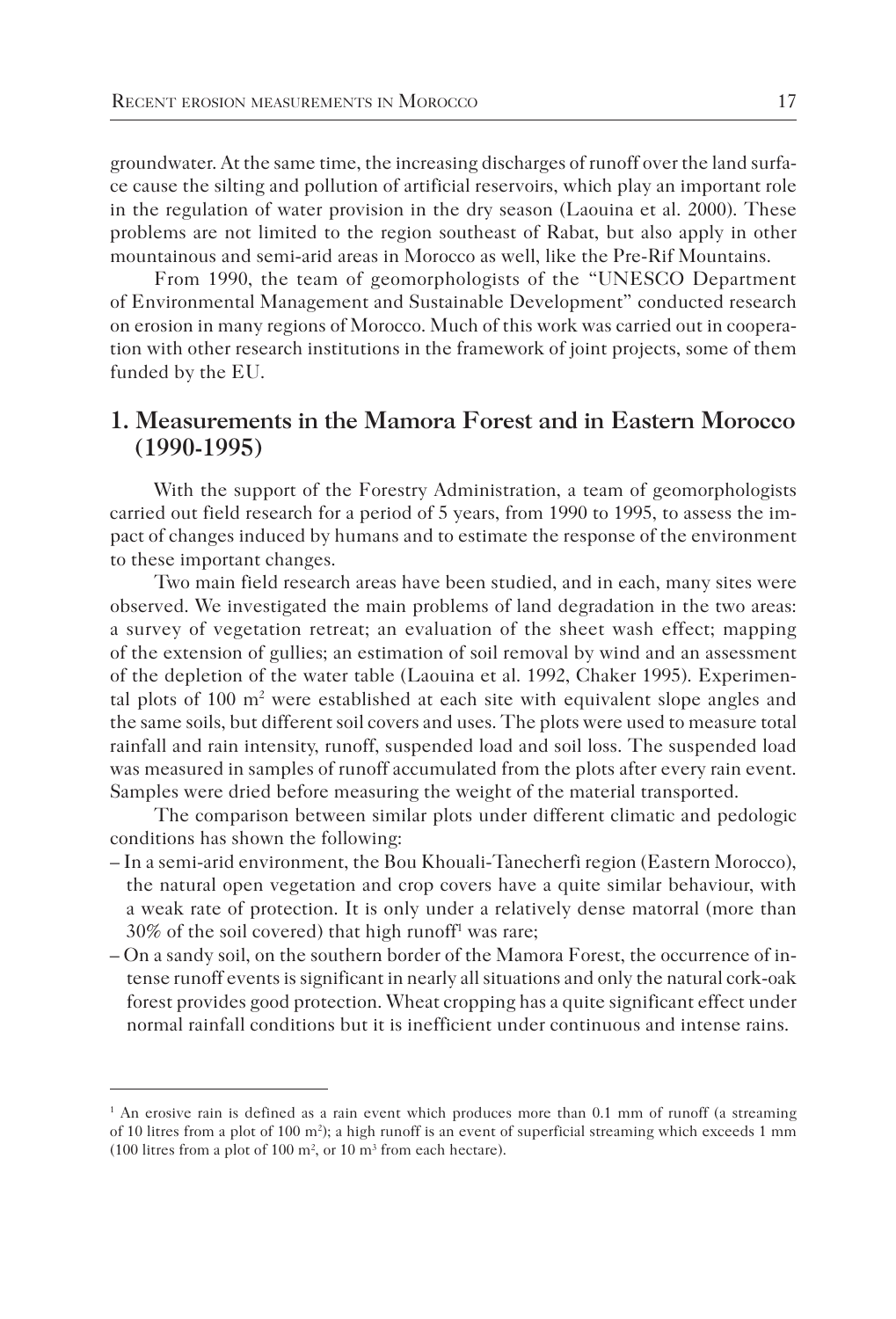groundwater. At the same time, the increasing discharges of runoff over the land surface cause the silting and pollution of artificial reservoirs, which play an important role in the regulation of water provision in the dry season (Laouina et al. 2000). These problems are not limited to the region southeast of Rabat, but also apply in other mountainous and semi-arid areas in Morocco as well, like the Pre-Rif Mountains.

From 1990, the team of geomorphologists of the "UNESCO Department of Environmental Management and Sustainable Development" conducted research on erosion in many regions of Morocco. Much of this work was carried out in cooperation with other research institutions in the framework of joint projects, some of them funded by the EU.

## 1. Measurements in the Mamora Forest and in Eastern Morocco (1990-1995)

With the support of the Forestry Administration, a team of geomorphologists carried out field research for a period of 5 years, from 1990 to 1995, to assess the impact of changes induced by humans and to estimate the response of the environment to these important changes.

Two main field research areas have been studied, and in each, many sites were observed. We investigated the main problems of land degradation in the two areas: a survey of vegetation retreat; an evaluation of the sheet wash effect; mapping of the extension of gullies; an estimation of soil removal by wind and an assessment of the depletion of the water table (Laouina et al. 1992, Chaker 1995). Experimental plots of 100 m$^2$ were established at each site with equivalent slope angles and the same soils, but different soil covers and uses. The plots were used to measure total rainfall and rain intensity, runoff, suspended load and soil loss. The suspended load was measured in samples of runoff accumulated from the plots after every rain event. Samples were dried before measuring the weight of the material transported.

The comparison between similar plots under different climatic and pedologic conditions has shown the following:

- In a semi-arid environment, the Bou Khouali-Tanecherfi region (Eastern Morocco), the natural open vegetation and crop covers have a quite similar behaviour, with a weak rate of protection. It is only under a relatively dense matorral (more than 30% of the soil covered) that high runoff[1] was rare;
- On a sandy soil, on the southern border of the Mamora Forest, the occurrence of intense runoff events is significant in nearly all situations and only the natural cork-oak forest provides good protection. Wheat cropping has a quite significant effect under normal rainfall conditions but it is inefficient under continuous and intense rains.

---

[1] An erosive rain is defined as a rain event which produces more than 0.1 mm of runoff (a streaming of 10 litres from a plot of 100 m$^2$); a high runoff is an event of superficial streaming which exceeds 1 mm (100 litres from a plot of 100 m$^2$, or 10 m$^3$ from each hectare).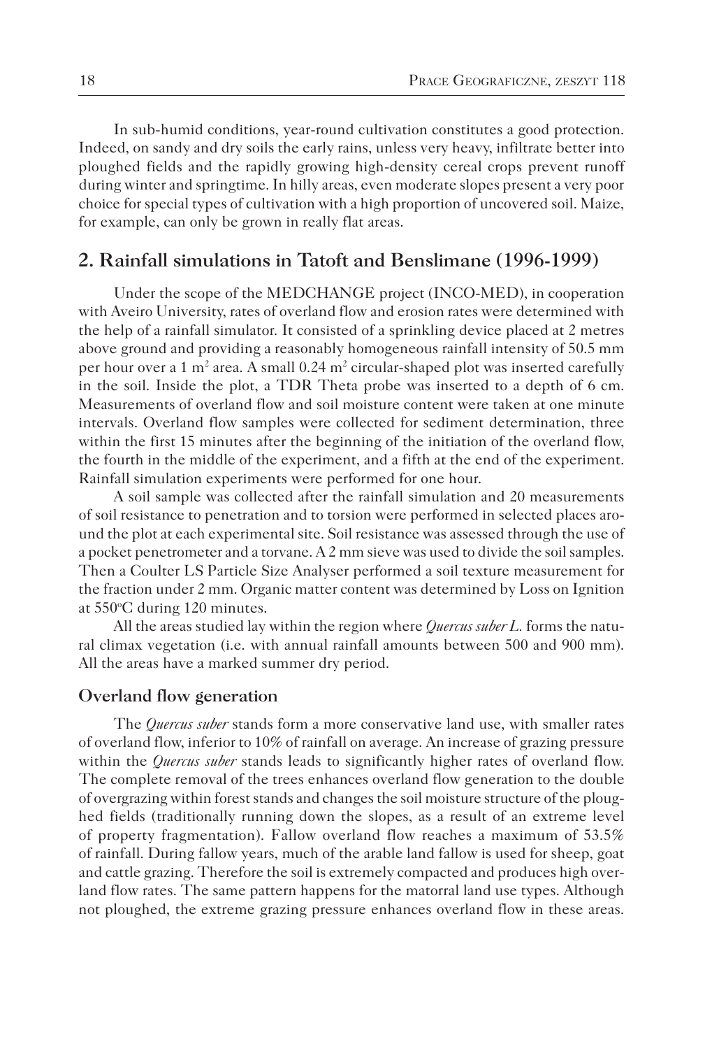In sub-humid conditions, year-round cultivation constitutes a good protection. Indeed, on sandy and dry soils the early rains, unless very heavy, infiltrate better into ploughed fields and the rapidly growing high-density cereal crops prevent runoff during winter and springtime. In hilly areas, even moderate slopes present a very poor choice for special types of cultivation with a high proportion of uncovered soil. Maize, for example, can only be grown in really flat areas.

## 2. Rainfall simulations in Tatoft and Benslimane (1996-1999)

Under the scope of the MEDCHANGE project (INCO-MED), in cooperation with Aveiro University, rates of overland flow and erosion rates were determined with the help of a rainfall simulator. It consisted of a sprinkling device placed at 2 metres above ground and providing a reasonably homogeneous rainfall intensity of 50.5 mm per hour over a 1 $m^2$ area. A small 0.24 $m^2$ circular-shaped plot was inserted carefully in the soil. Inside the plot, a TDR Theta probe was inserted to a depth of 6 cm. Measurements of overland flow and soil moisture content were taken at one minute intervals. Overland flow samples were collected for sediment determination, three within the first 15 minutes after the beginning of the initiation of the overland flow, the fourth in the middle of the experiment, and a fifth at the end of the experiment. Rainfall simulation experiments were performed for one hour.

A soil sample was collected after the rainfall simulation and 20 measurements of soil resistance to penetration and to torsion were performed in selected places around the plot at each experimental site. Soil resistance was assessed through the use of a pocket penetrometer and a torvane. A 2 mm sieve was used to divide the soil samples. Then a Coulter LS Particle Size Analyser performed a soil texture measurement for the fraction under 2 mm. Organic matter content was determined by Loss on Ignition at 550°C during 120 minutes.

All the areas studied lay within the region where *Quercus suber L.* forms the natural climax vegetation (i.e. with annual rainfall amounts between 500 and 900 mm). All the areas have a marked summer dry period.

### Overland flow generation

The *Quercus suber* stands form a more conservative land use, with smaller rates of overland flow, inferior to 10% of rainfall on average. An increase of grazing pressure within the *Quercus suber* stands leads to significantly higher rates of overland flow. The complete removal of the trees enhances overland flow generation to the double of overgrazing within forest stands and changes the soil moisture structure of the ploughed fields (traditionally running down the slopes, as a result of an extreme level of property fragmentation). Fallow overland flow reaches a maximum of 53.5% of rainfall. During fallow years, much of the arable land fallow is used for sheep, goat and cattle grazing. Therefore the soil is extremely compacted and produces high overland flow rates. The same pattern happens for the matorral land use types. Although not ploughed, the extreme grazing pressure enhances overland flow in these areas.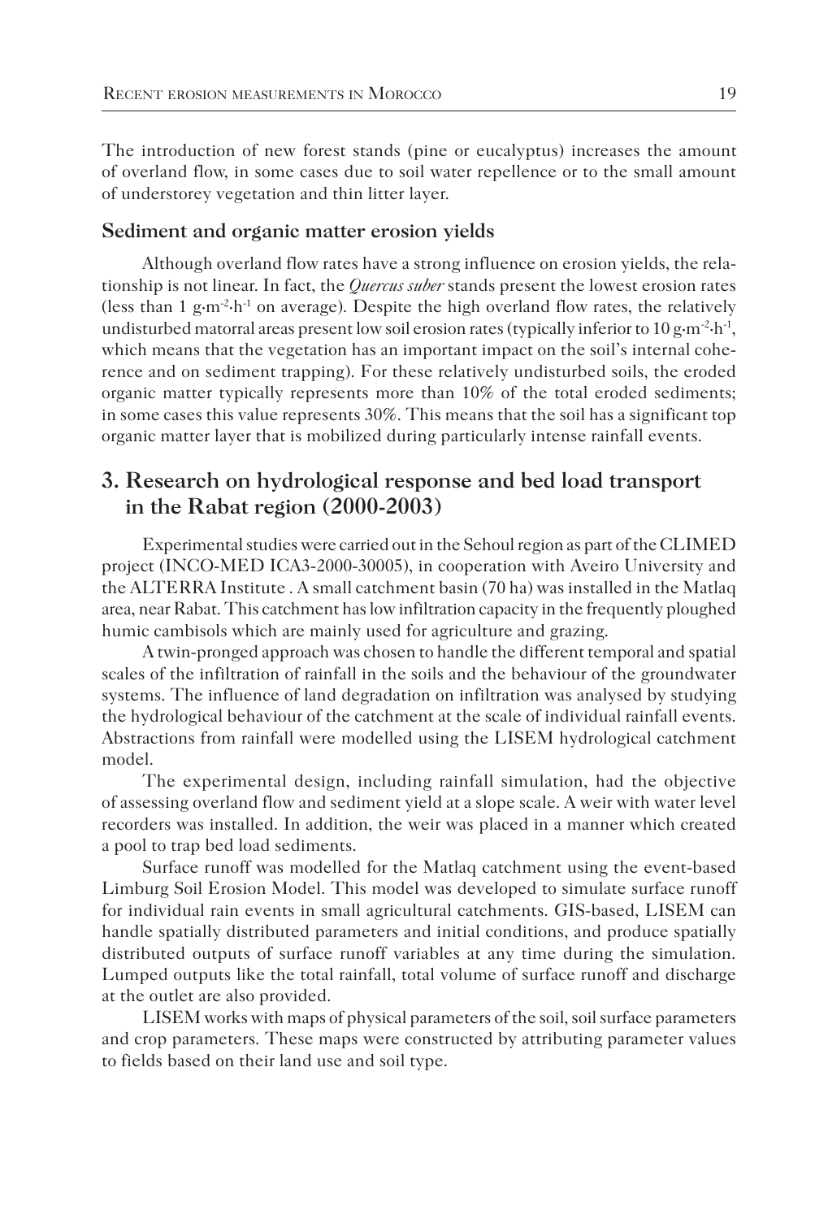The introduction of new forest stands (pine or eucalyptus) increases the amount of overland flow, in some cases due to soil water repellence or to the small amount of understorey vegetation and thin litter layer.

### Sediment and organic matter erosion yields

Although overland flow rates have a strong influence on erosion yields, the relationship is not linear. In fact, the *Quercus suber* stands present the lowest erosion rates (less than 1 $g{\cdot}m^{-2}{\cdot}h^{-1}$ on average). Despite the high overland flow rates, the relatively undisturbed matorral areas present low soil erosion rates (typically inferior to 10 $g{\cdot}m^{-2}{\cdot}h^{-1}$, which means that the vegetation has an important impact on the soil's internal coherence and on sediment trapping). For these relatively undisturbed soils, the eroded organic matter typically represents more than 10% of the total eroded sediments; in some cases this value represents 30%. This means that the soil has a significant top organic matter layer that is mobilized during particularly intense rainfall events.

## 3. Research on hydrological response and bed load transport in the Rabat region (2000-2003)

Experimental studies were carried out in the Sehoul region as part of the CLIMED project (INCO-MED ICA3-2000-30005), in cooperation with Aveiro University and the ALTERRA Institute . A small catchment basin (70 ha) was installed in the Matlaq area, near Rabat. This catchment has low infiltration capacity in the frequently ploughed humic cambisols which are mainly used for agriculture and grazing.

A twin-pronged approach was chosen to handle the different temporal and spatial scales of the infiltration of rainfall in the soils and the behaviour of the groundwater systems. The influence of land degradation on infiltration was analysed by studying the hydrological behaviour of the catchment at the scale of individual rainfall events. Abstractions from rainfall were modelled using the LISEM hydrological catchment model.

The experimental design, including rainfall simulation, had the objective of assessing overland flow and sediment yield at a slope scale. A weir with water level recorders was installed. In addition, the weir was placed in a manner which created a pool to trap bed load sediments.

Surface runoff was modelled for the Matlaq catchment using the event-based Limburg Soil Erosion Model. This model was developed to simulate surface runoff for individual rain events in small agricultural catchments. GIS-based, LISEM can handle spatially distributed parameters and initial conditions, and produce spatially distributed outputs of surface runoff variables at any time during the simulation. Lumped outputs like the total rainfall, total volume of surface runoff and discharge at the outlet are also provided.

LISEM works with maps of physical parameters of the soil, soil surface parameters and crop parameters. These maps were constructed by attributing parameter values to fields based on their land use and soil type.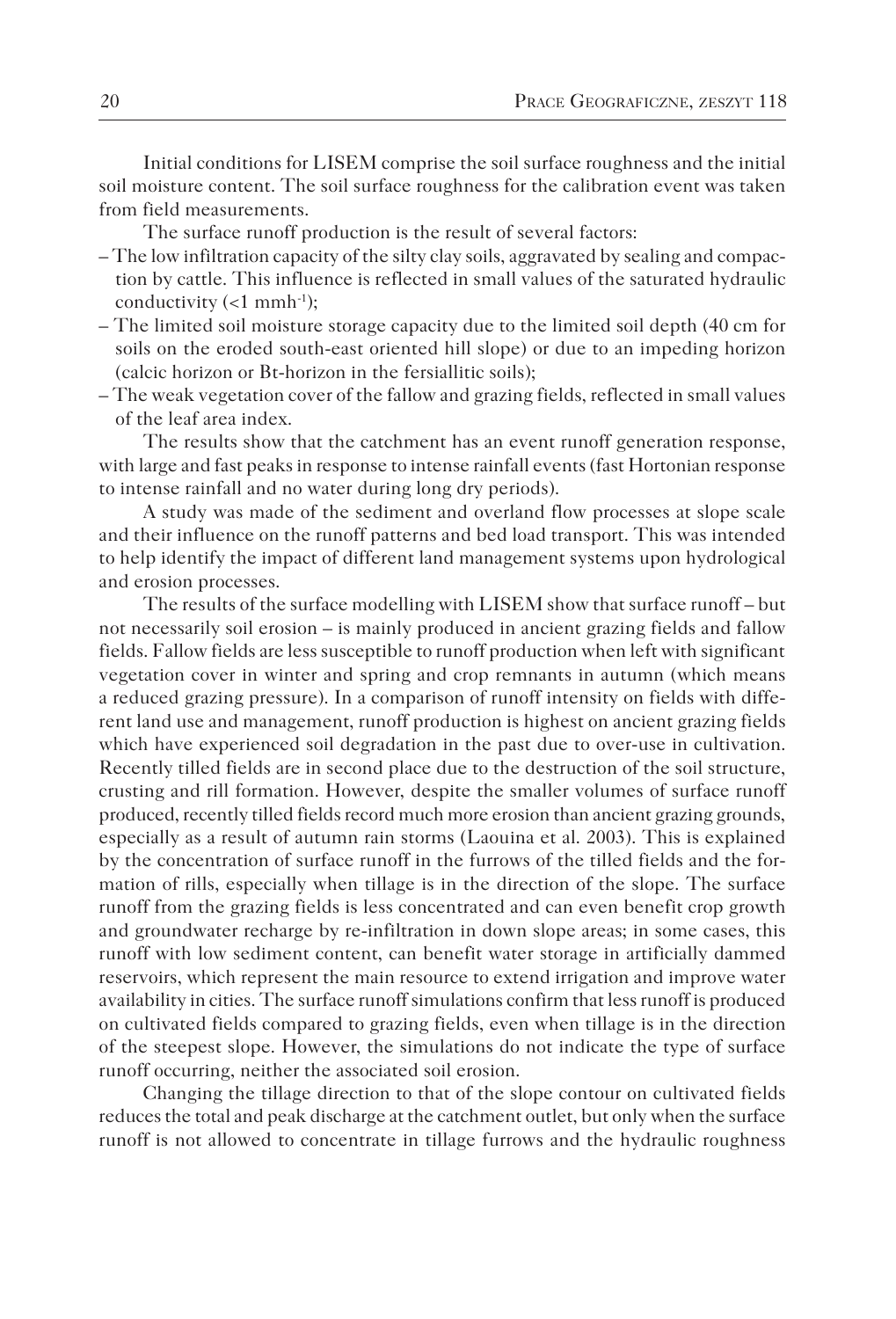Initial conditions for LISEM comprise the soil surface roughness and the initial soil moisture content. The soil surface roughness for the calibration event was taken from field measurements.

The surface runoff production is the result of several factors:

- The low infiltration capacity of the silty clay soils, aggravated by sealing and compaction by cattle. This influence is reflected in small values of the saturated hydraulic conductivity (<1 $mmh^{-1}$);
- The limited soil moisture storage capacity due to the limited soil depth (40 cm for soils on the eroded south-east oriented hill slope) or due to an impeding horizon (calcic horizon or Bt-horizon in the fersiallitic soils);
- The weak vegetation cover of the fallow and grazing fields, reflected in small values of the leaf area index.

The results show that the catchment has an event runoff generation response, with large and fast peaks in response to intense rainfall events (fast Hortonian response to intense rainfall and no water during long dry periods).

A study was made of the sediment and overland flow processes at slope scale and their influence on the runoff patterns and bed load transport. This was intended to help identify the impact of different land management systems upon hydrological and erosion processes.

The results of the surface modelling with LISEM show that surface runoff – but not necessarily soil erosion – is mainly produced in ancient grazing fields and fallow fields. Fallow fields are less susceptible to runoff production when left with significant vegetation cover in winter and spring and crop remnants in autumn (which means a reduced grazing pressure). In a comparison of runoff intensity on fields with different land use and management, runoff production is highest on ancient grazing fields which have experienced soil degradation in the past due to over-use in cultivation. Recently tilled fields are in second place due to the destruction of the soil structure, crusting and rill formation. However, despite the smaller volumes of surface runoff produced, recently tilled fields record much more erosion than ancient grazing grounds, especially as a result of autumn rain storms (Laouina et al. 2003). This is explained by the concentration of surface runoff in the furrows of the tilled fields and the formation of rills, especially when tillage is in the direction of the slope. The surface runoff from the grazing fields is less concentrated and can even benefit crop growth and groundwater recharge by re-infiltration in down slope areas; in some cases, this runoff with low sediment content, can benefit water storage in artificially dammed reservoirs, which represent the main resource to extend irrigation and improve water availability in cities. The surface runoff simulations confirm that less runoff is produced on cultivated fields compared to grazing fields, even when tillage is in the direction of the steepest slope. However, the simulations do not indicate the type of surface runoff occurring, neither the associated soil erosion.

Changing the tillage direction to that of the slope contour on cultivated fields reduces the total and peak discharge at the catchment outlet, but only when the surface runoff is not allowed to concentrate in tillage furrows and the hydraulic roughness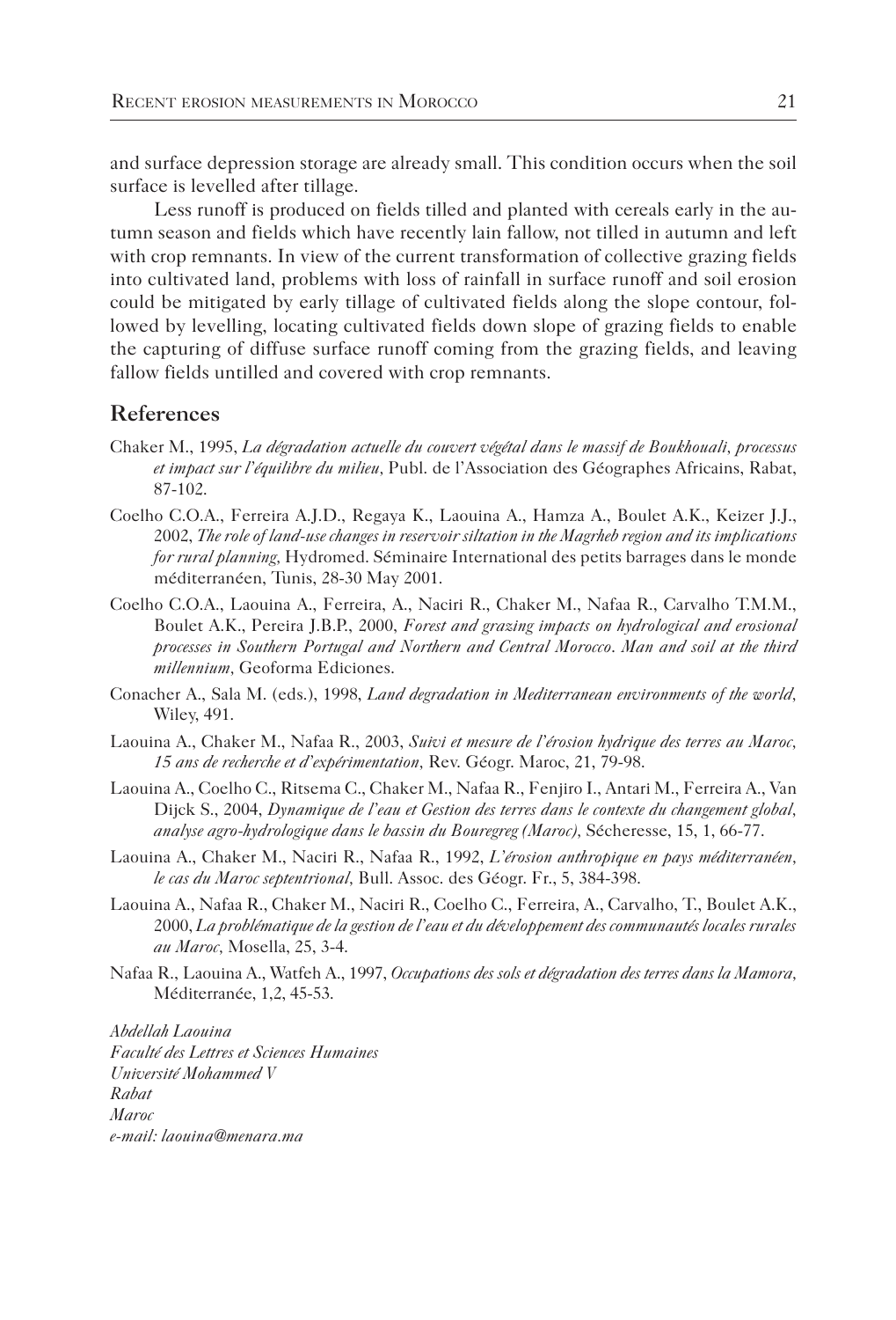and surface depression storage are already small. This condition occurs when the soil surface is levelled after tillage.

Less runoff is produced on fields tilled and planted with cereals early in the autumn season and fields which have recently lain fallow, not tilled in autumn and left with crop remnants. In view of the current transformation of collective grazing fields into cultivated land, problems with loss of rainfall in surface runoff and soil erosion could be mitigated by early tillage of cultivated fields along the slope contour, followed by levelling, locating cultivated fields down slope of grazing fields to enable the capturing of diffuse surface runoff coming from the grazing fields, and leaving fallow fields untilled and covered with crop remnants.

## References

Chaker M., 1995, *La dégradation actuelle du couvert végétal dans le massif de Boukhouali, processus et impact sur l'équilibre du milieu*, Publ. de l'Association des Géographes Africains, Rabat, 87-102.

Coelho C.O.A., Ferreira A.J.D., Regaya K., Laouina A., Hamza A., Boulet A.K., Keizer J.J., 2002, *The role of land-use changes in reservoir siltation in the Magrheb region and its implications for rural planning*, Hydromed. Séminaire International des petits barrages dans le monde méditerranéen, Tunis, 28-30 May 2001.

Coelho C.O.A., Laouina A., Ferreira, A., Naciri R., Chaker M., Nafaa R., Carvalho T.M.M., Boulet A.K., Pereira J.B.P., 2000, *Forest and grazing impacts on hydrological and erosional processes in Southern Portugal and Northern and Central Morocco*. *Man and soil at the third millennium*, Geoforma Ediciones.

Conacher A., Sala M. (eds.), 1998, *Land degradation in Mediterranean environments of the world*, Wiley, 491.

Laouina A., Chaker M., Nafaa R., 2003, *Suivi et mesure de l'érosion hydrique des terres au Maroc, 15 ans de recherche et d'expérimentation*, Rev. Géogr. Maroc, 21, 79-98.

Laouina A., Coelho C., Ritsema C., Chaker M., Nafaa R., Fenjiro I., Antari M., Ferreira A., Van Dijck S., 2004, *Dynamique de l'eau et Gestion des terres dans le contexte du changement global, analyse agro-hydrologique dans le bassin du Bouregreg (Maroc)*, Sécheresse, 15, 1, 66-77.

Laouina A., Chaker M., Naciri R., Nafaa R., 1992, *L'érosion anthropique en pays méditerranéen, le cas du Maroc septentrional*, Bull. Assoc. des Géogr. Fr., 5, 384-398.

Laouina A., Nafaa R., Chaker M., Naciri R., Coelho C., Ferreira, A., Carvalho, T., Boulet A.K., 2000, *La problématique de la gestion de l'eau et du développement des communautés locales rurales au Maroc*, Mosella, 25, 3-4.

Nafaa R., Laouina A., Watfeh A., 1997, *Occupations des sols et dégradation des terres dans la Mamora*, Méditerranée, 1,2, 45-53.

*Abdellah Laouina*
*Faculté des Lettres et Sciences Humaines*
*Université Mohammed V*
*Rabat*
*Maroc*
*e-mail: laouina@menara.ma*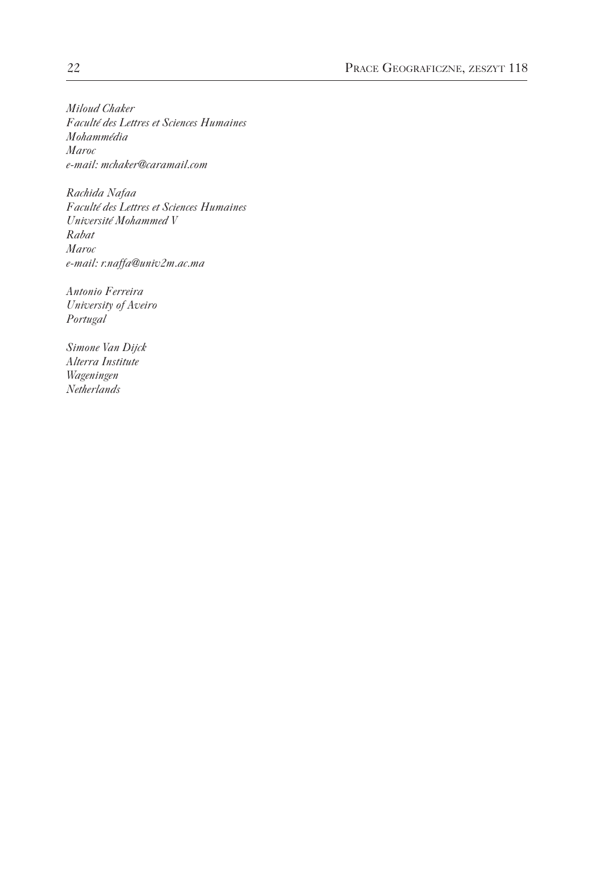*Miloud Chaker*
*Faculté des Lettres et Sciences Humaines*
*Mohammédia*
*Maroc*
*e-mail: mchaker@caramail.com*

*Rachida Nafaa*
*Faculté des Lettres et Sciences Humaines*
*Université Mohammed V*
*Rabat*
*Maroc*
*e-mail: r.naffa@univ2m.ac.ma*

*Antonio Ferreira*
*University of Aveiro*
*Portugal*

*Simone Van Dijck*
*Alterra Institute*
*Wageningen*
*Netherlands*